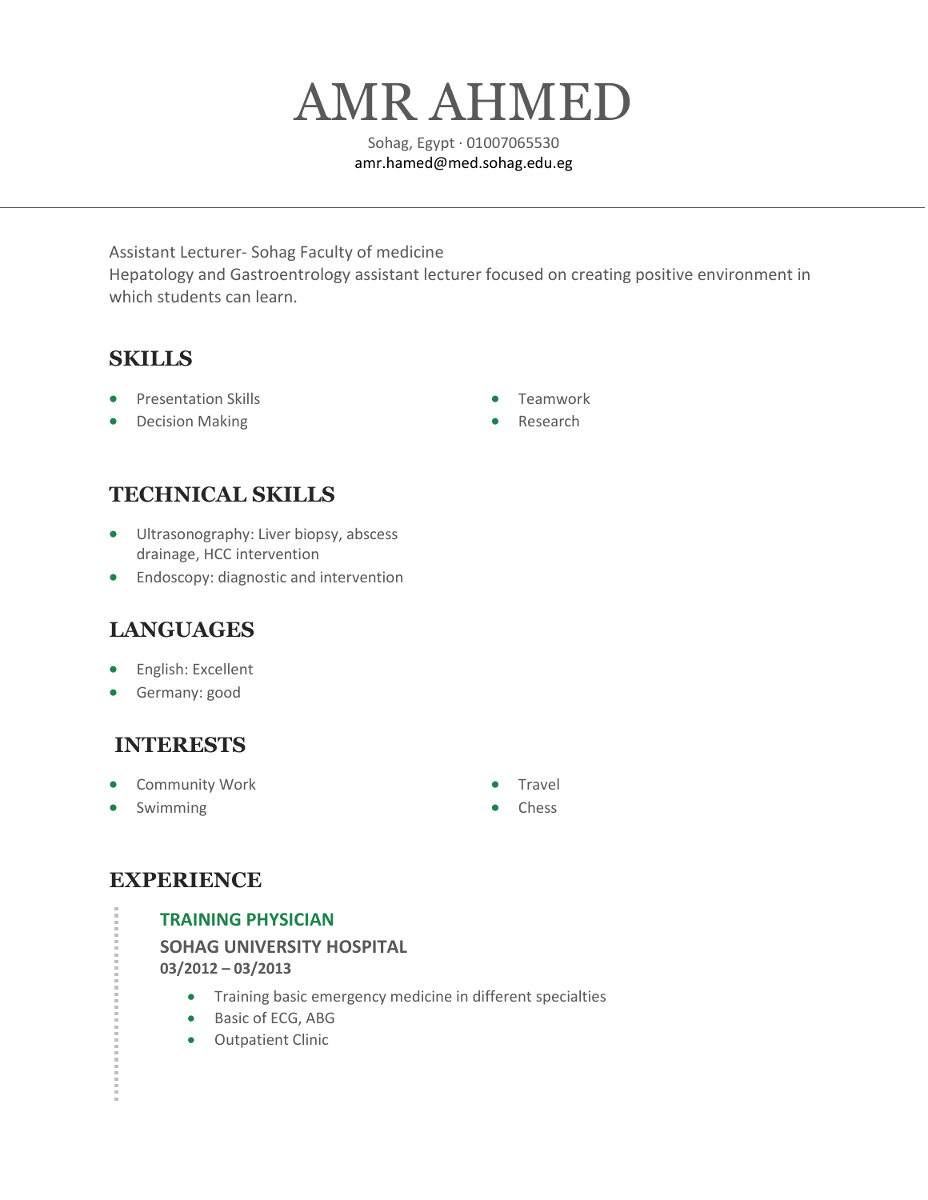# AMR AHMED

Sohag, Egypt · 01007065530
amr.hamed@med.sohag.edu.eg

---

Assistant Lecturer- Sohag Faculty of medicine
Hepatology and Gastroentrology assistant lecturer focused on creating positive environment in which students can learn.

## SKILLS

- Presentation Skills
- Decision Making
- Teamwork
- Research

## TECHNICAL SKILLS

- Ultrasonography: Liver biopsy, abscess drainage, HCC intervention
- Endoscopy: diagnostic and intervention

## LANGUAGES

- English: Excellent
- Germany: good

## INTERESTS

- Community Work
- Swimming
- Travel
- Chess

## EXPERIENCE

### TRAINING PHYSICIAN

**SOHAG UNIVERSITY HOSPITAL**
**03/2012 – 03/2013**

- Training basic emergency medicine in different specialties
- Basic of ECG, ABG
- Outpatient Clinic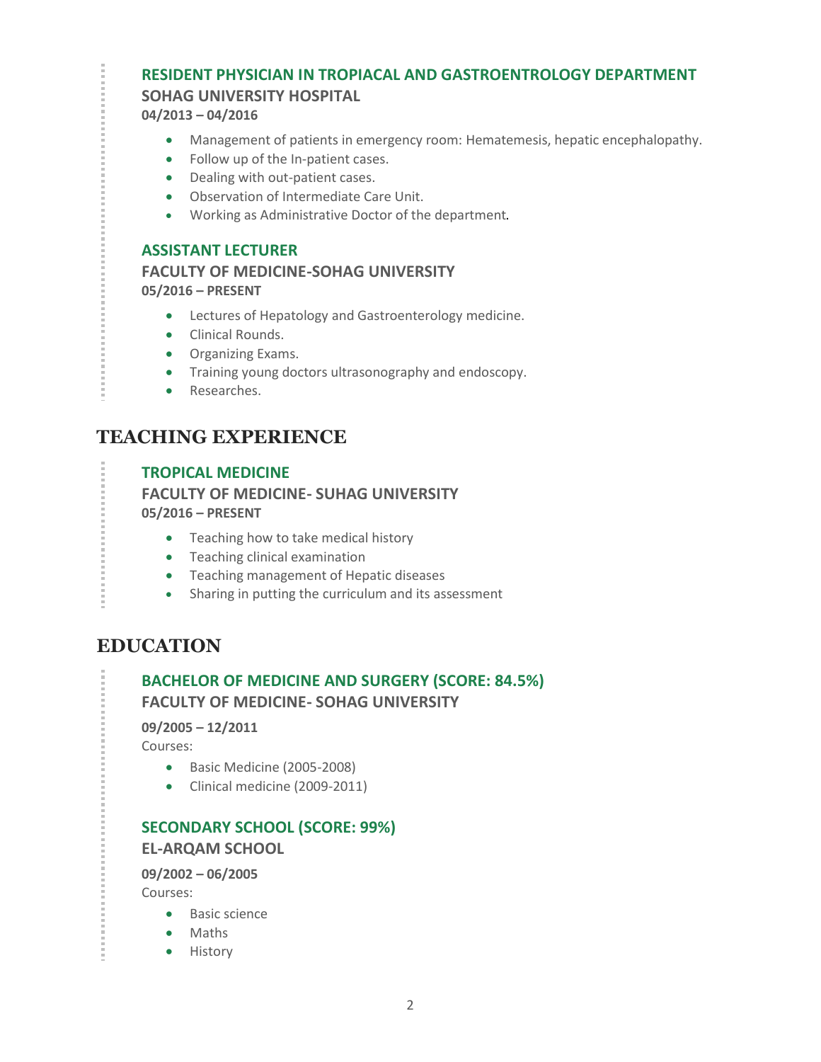### RESIDENT PHYSICIAN IN TROPIACAL AND GASTROENTROLOGY DEPARTMENT

**SOHAG UNIVERSITY HOSPITAL**

**04/2013 – 04/2016**

- Management of patients in emergency room: Hematemesis, hepatic encephalopathy.
- Follow up of the In-patient cases.
- Dealing with out-patient cases.
- Observation of Intermediate Care Unit.
- Working as Administrative Doctor of the department.

### ASSISTANT LECTURER

**FACULTY OF MEDICINE-SOHAG UNIVERSITY**

**05/2016 – PRESENT**

- Lectures of Hepatology and Gastroenterology medicine.
- Clinical Rounds.
- Organizing Exams.
- Training young doctors ultrasonography and endoscopy.
- Researches.

## TEACHING EXPERIENCE

### TROPICAL MEDICINE

**FACULTY OF MEDICINE- SUHAG UNIVERSITY**

**05/2016 – PRESENT**

- Teaching how to take medical history
- Teaching clinical examination
- Teaching management of Hepatic diseases
- Sharing in putting the curriculum and its assessment

## EDUCATION

### BACHELOR OF MEDICINE AND SURGERY (SCORE: 84.5%)

**FACULTY OF MEDICINE- SOHAG UNIVERSITY**

**09/2005 – 12/2011**

Courses:

- Basic Medicine (2005-2008)
- Clinical medicine (2009-2011)

### SECONDARY SCHOOL (SCORE: 99%)

**EL-ARQAM SCHOOL**

**09/2002 – 06/2005**

Courses:

- Basic science
- Maths
- History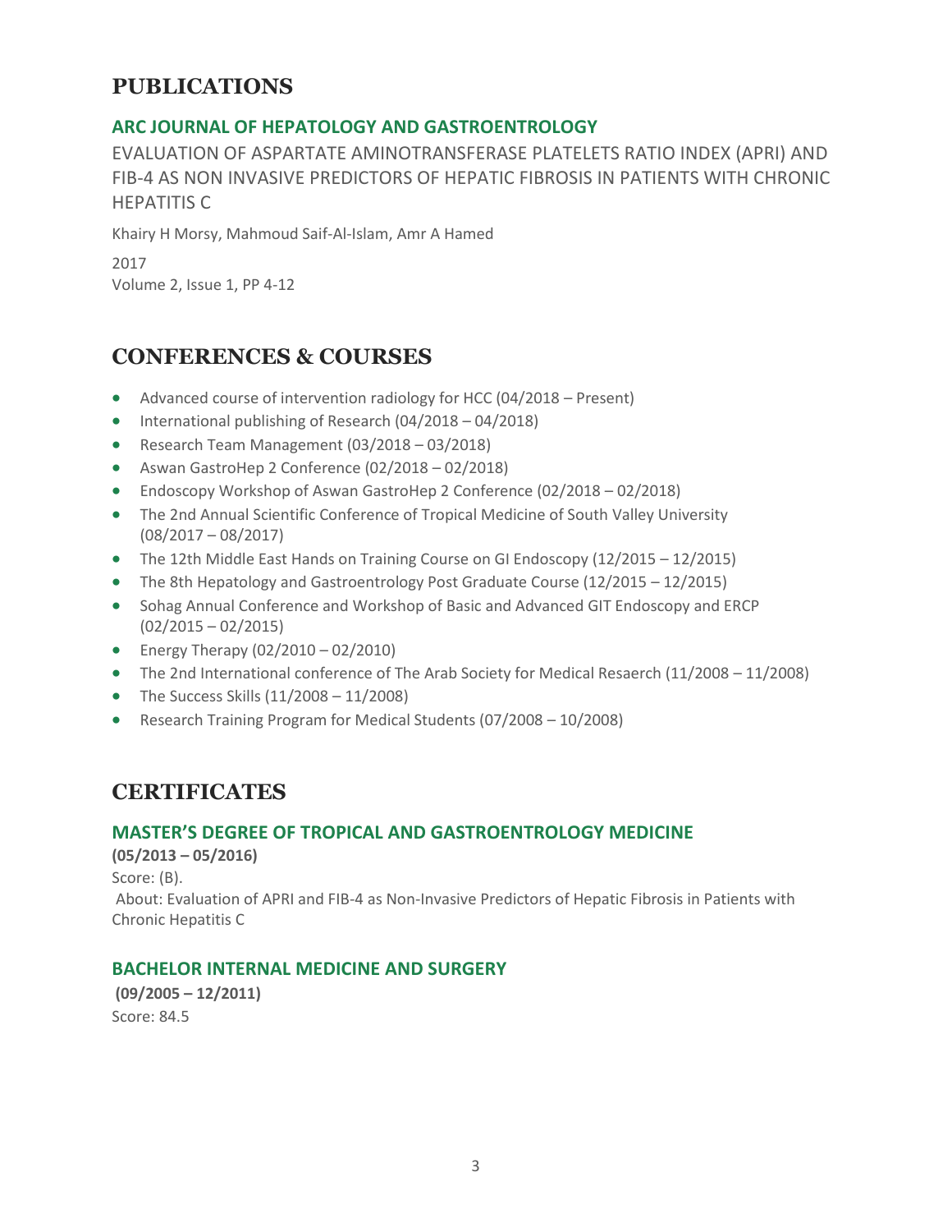## PUBLICATIONS

### ARC JOURNAL OF HEPATOLOGY AND GASTROENTROLOGY

EVALUATION OF ASPARTATE AMINOTRANSFERASE PLATELETS RATIO INDEX (APRI) AND FIB-4 AS NON INVASIVE PREDICTORS OF HEPATIC FIBROSIS IN PATIENTS WITH CHRONIC HEPATITIS C

Khairy H Morsy, Mahmoud Saif-Al-Islam, Amr A Hamed

2017
Volume 2, Issue 1, PP 4-12

## CONFERENCES & COURSES

- Advanced course of intervention radiology for HCC (04/2018 – Present)
- International publishing of Research (04/2018 – 04/2018)
- Research Team Management (03/2018 – 03/2018)
- Aswan GastroHep 2 Conference (02/2018 – 02/2018)
- Endoscopy Workshop of Aswan GastroHep 2 Conference (02/2018 – 02/2018)
- The 2nd Annual Scientific Conference of Tropical Medicine of South Valley University (08/2017 – 08/2017)
- The 12th Middle East Hands on Training Course on GI Endoscopy (12/2015 – 12/2015)
- The 8th Hepatology and Gastroentrology Post Graduate Course (12/2015 – 12/2015)
- Sohag Annual Conference and Workshop of Basic and Advanced GIT Endoscopy and ERCP (02/2015 – 02/2015)
- Energy Therapy (02/2010 – 02/2010)
- The 2nd International conference of The Arab Society for Medical Resaerch (11/2008 – 11/2008)
- The Success Skills (11/2008 – 11/2008)
- Research Training Program for Medical Students (07/2008 – 10/2008)

## CERTIFICATES

### MASTER'S DEGREE OF TROPICAL AND GASTROENTROLOGY MEDICINE

**(05/2013 – 05/2016)**
Score: (B).
About: Evaluation of APRI and FIB-4 as Non-Invasive Predictors of Hepatic Fibrosis in Patients with Chronic Hepatitis C

### BACHELOR INTERNAL MEDICINE AND SURGERY

**(09/2005 – 12/2011)**
Score: 84.5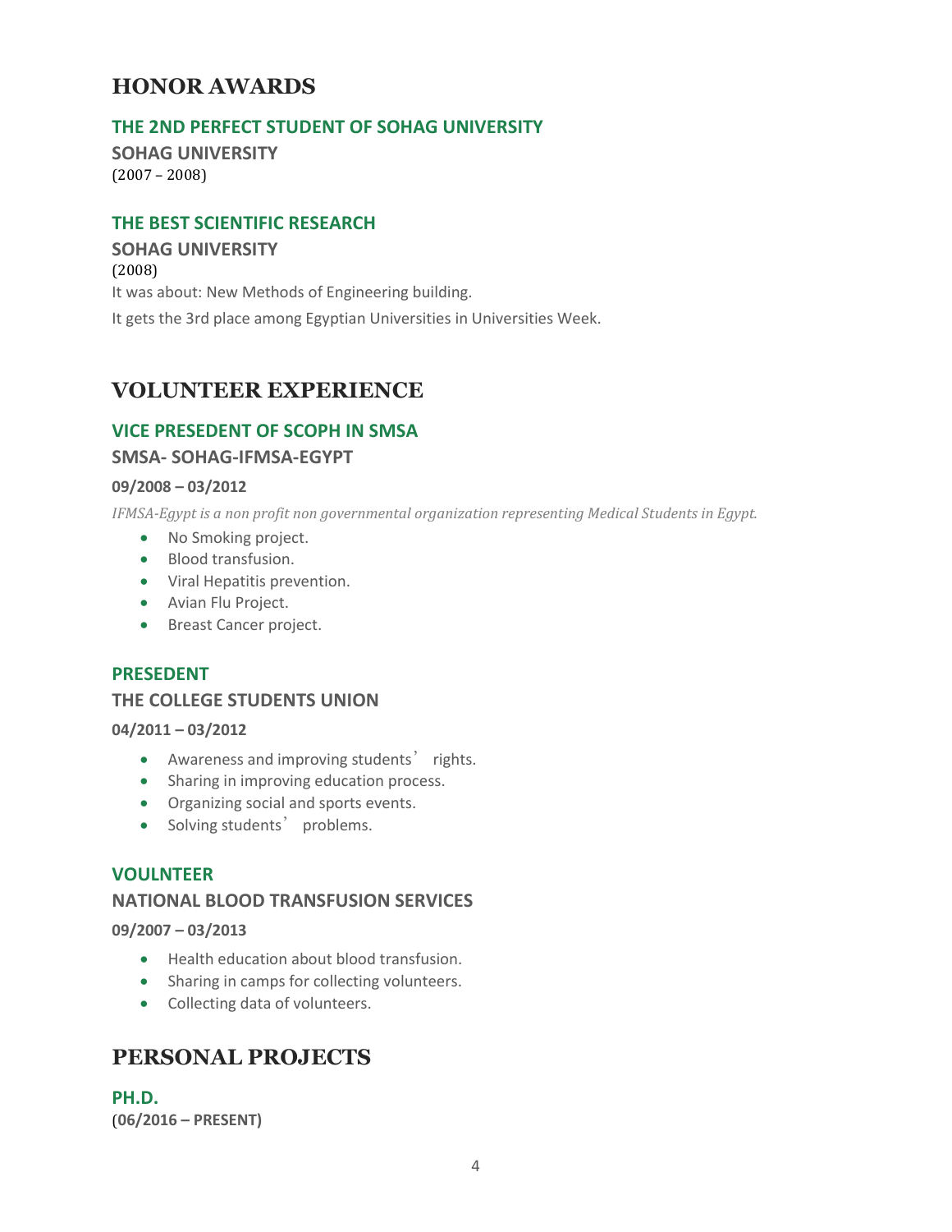## HONOR AWARDS

### THE 2ND PERFECT STUDENT OF SOHAG UNIVERSITY

**SOHAG UNIVERSITY**

(2007 – 2008)

### THE BEST SCIENTIFIC RESEARCH

**SOHAG UNIVERSITY**

(2008)

It was about: New Methods of Engineering building.

It gets the 3rd place among Egyptian Universities in Universities Week.

## VOLUNTEER EXPERIENCE

### VICE PRESEDENT OF SCOPH IN SMSA

**SMSA- SOHAG-IFMSA-EGYPT**

**09/2008 – 03/2012**

*IFMSA-Egypt is a non profit non governmental organization representing Medical Students in Egypt.*

- No Smoking project.
- Blood transfusion.
- Viral Hepatitis prevention.
- Avian Flu Project.
- Breast Cancer project.

### PRESEDENT

**THE COLLEGE STUDENTS UNION**

**04/2011 – 03/2012**

- Awareness and improving students' rights.
- Sharing in improving education process.
- Organizing social and sports events.
- Solving students' problems.

### VOULNTEER

**NATIONAL BLOOD TRANSFUSION SERVICES**

**09/2007 – 03/2013**

- Health education about blood transfusion.
- Sharing in camps for collecting volunteers.
- Collecting data of volunteers.

## PERSONAL PROJECTS

### PH.D.

**(06/2016 – PRESENT)**